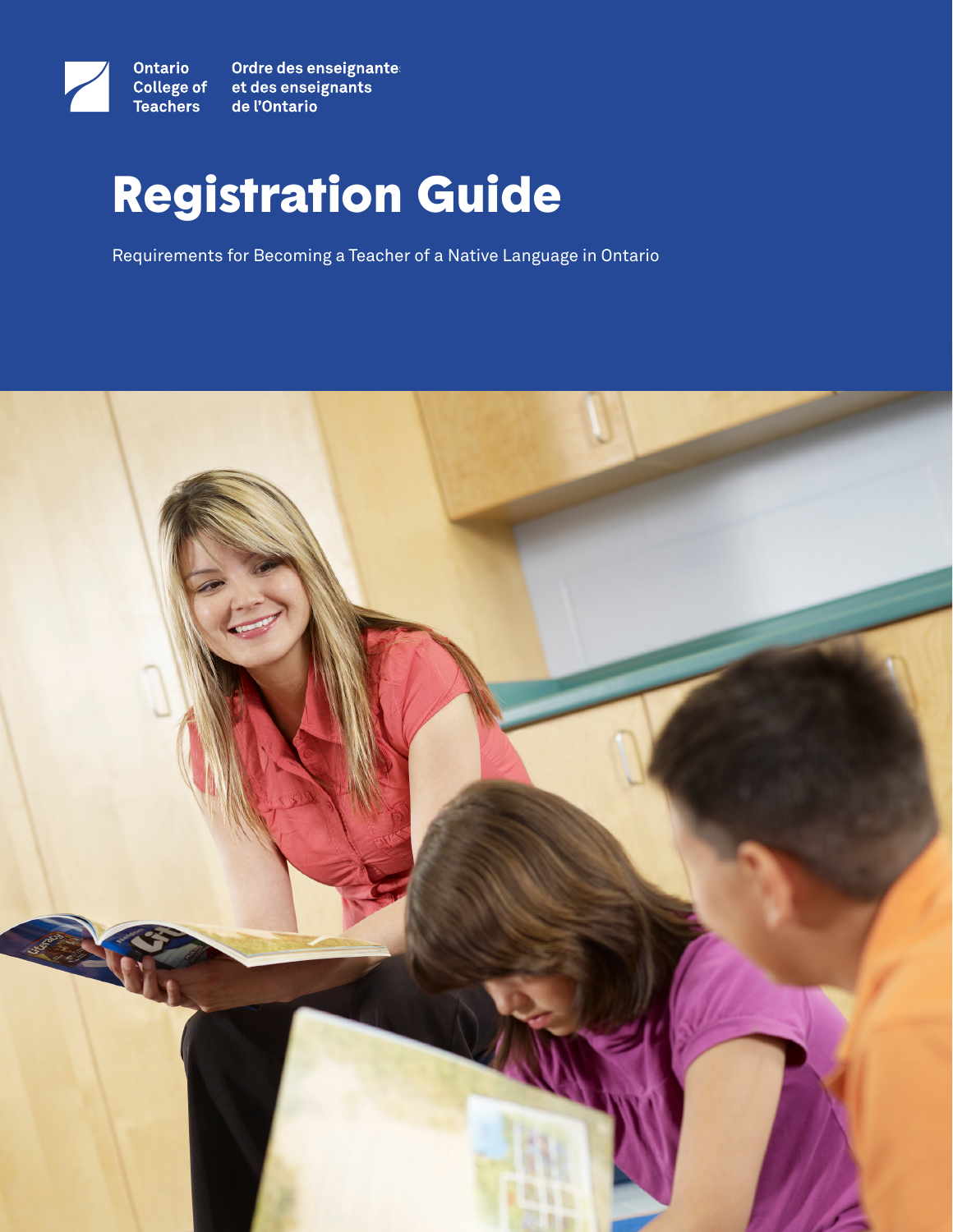Ontario College of Teachers

Ordre des enseignantes et des enseignants de l'Ontario

# Registration Guide

Requirements for Becoming a Teacher of a Native Language in Ontario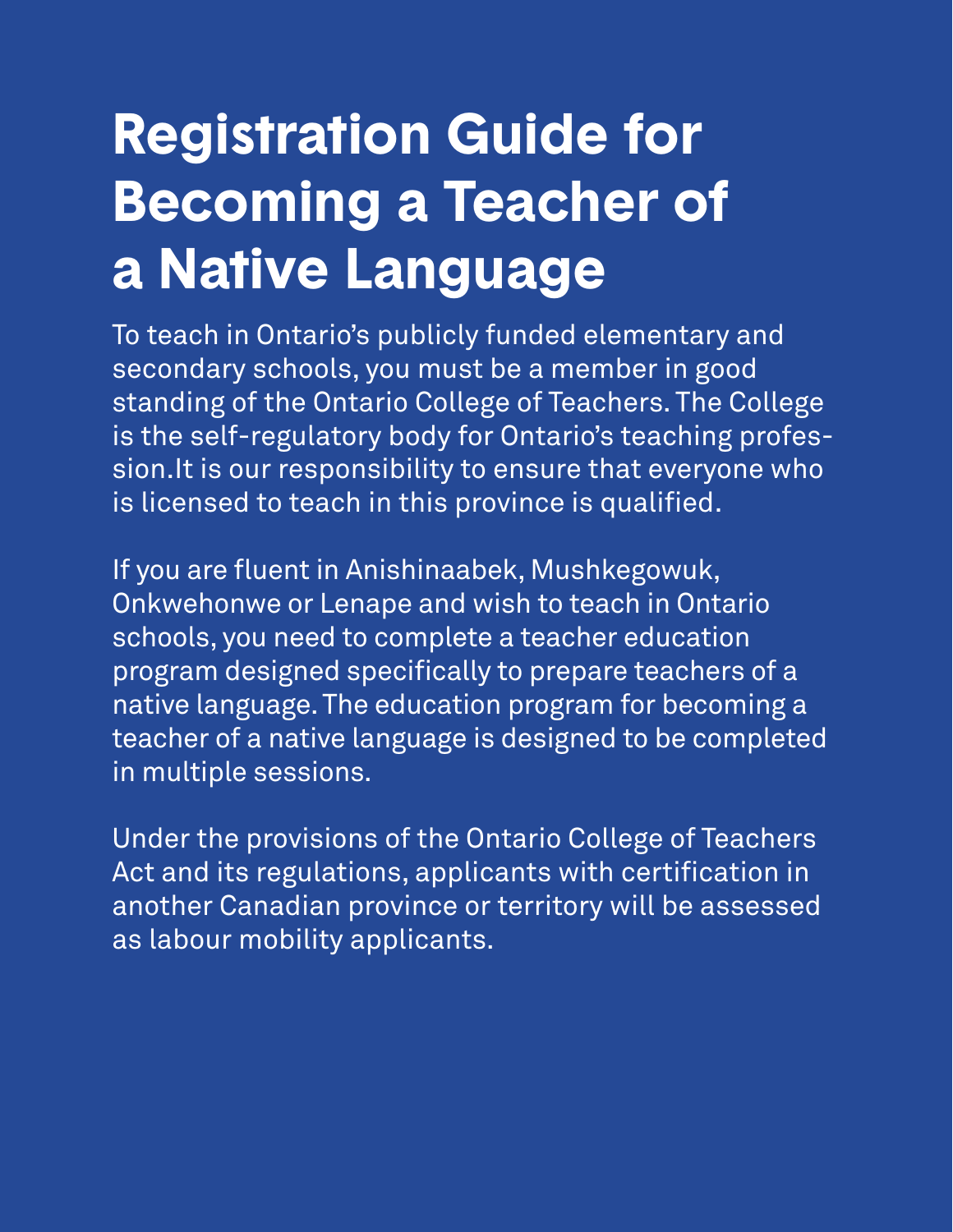# Registration Guide for Becoming a Teacher of a Native Language

To teach in Ontario's publicly funded elementary and secondary schools, you must be a member in good standing of the Ontario College of Teachers. The College is the self-regulatory body for Ontario's teaching profession.It is our responsibility to ensure that everyone who is licensed to teach in this province is qualified.

If you are fluent in Anishinaabek, Mushkegowuk, Onkwehonwe or Lenape and wish to teach in Ontario schools, you need to complete a teacher education program designed specifically to prepare teachers of a native language. The education program for becoming a teacher of a native language is designed to be completed in multiple sessions.

Under the provisions of the Ontario College of Teachers Act and its regulations, applicants with certification in another Canadian province or territory will be assessed as labour mobility applicants.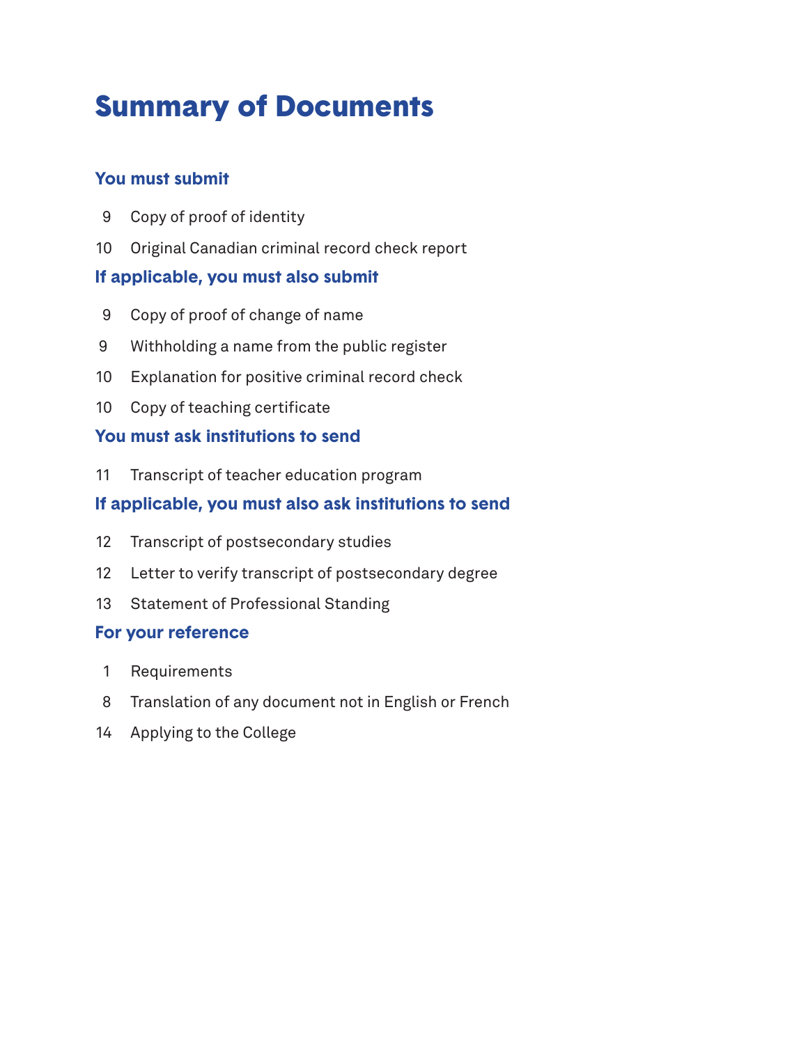# Summary of Documents

## You must submit

9 Copy of proof of identity

10 Original Canadian criminal record check report

## If applicable, you must also submit

9 Copy of proof of change of name

9 Withholding a name from the public register

10 Explanation for positive criminal record check

10 Copy of teaching certificate

## You must ask institutions to send

11 Transcript of teacher education program

## If applicable, you must also ask institutions to send

12 Transcript of postsecondary studies

12 Letter to verify transcript of postsecondary degree

13 Statement of Professional Standing

## For your reference

1 Requirements

8 Translation of any document not in English or French

14 Applying to the College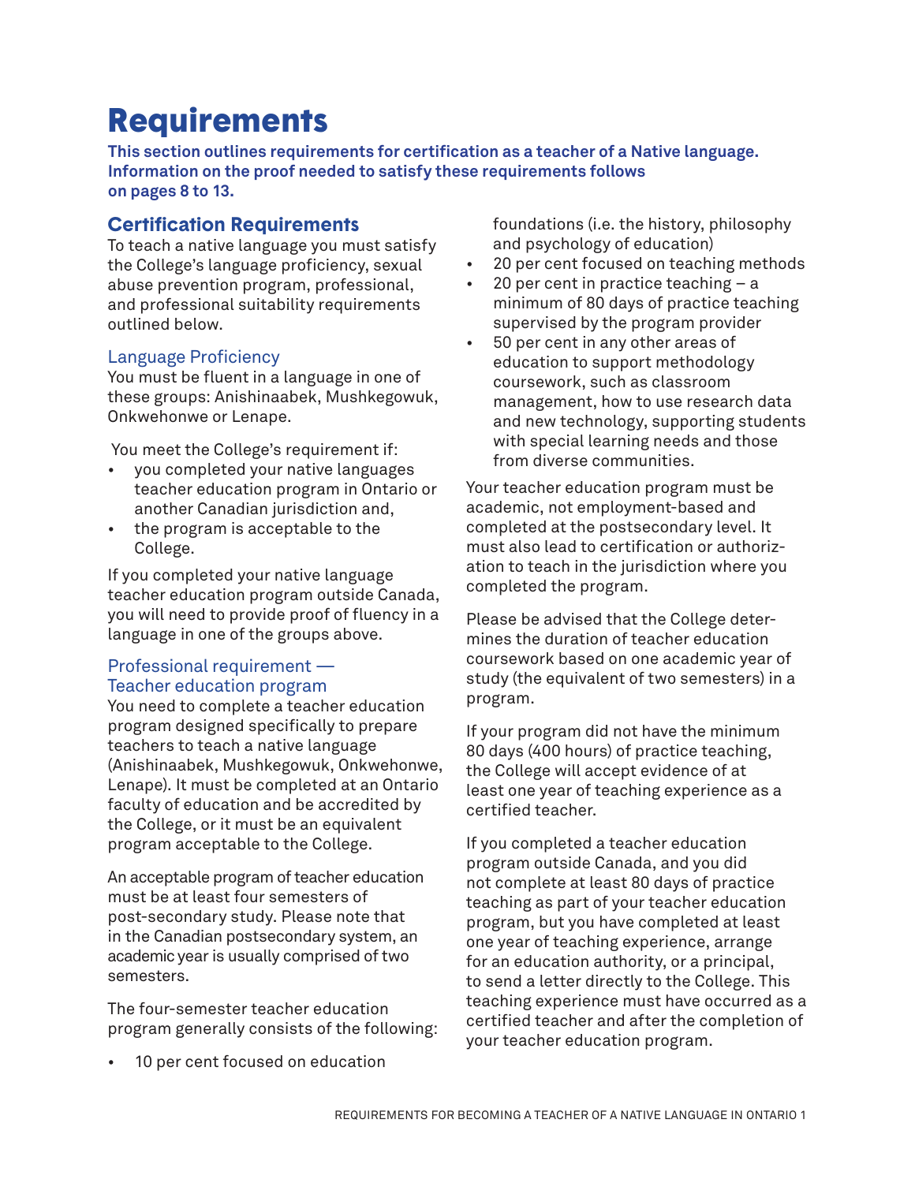# Requirements

**This section outlines requirements for certification as a teacher of a Native language. Information on the proof needed to satisfy these requirements follows on pages 8 to 13.**

## Certification Requirements

To teach a native language you must satisfy the College's language proficiency, sexual abuse prevention program, professional, and professional suitability requirements outlined below.

### Language Proficiency

You must be fluent in a language in one of these groups: Anishinaabek, Mushkegowuk, Onkwehonwe or Lenape.

You meet the College's requirement if:

- you completed your native languages teacher education program in Ontario or another Canadian jurisdiction and,
- the program is acceptable to the College.

If you completed your native language teacher education program outside Canada, you will need to provide proof of fluency in a language in one of the groups above.

### Professional requirement — Teacher education program

You need to complete a teacher education program designed specifically to prepare teachers to teach a native language (Anishinaabek, Mushkegowuk, Onkwehonwe, Lenape). It must be completed at an Ontario faculty of education and be accredited by the College, or it must be an equivalent program acceptable to the College.

An acceptable program of teacher education must be at least four semesters of post-secondary study. Please note that in the Canadian postsecondary system, an academic year is usually comprised of two semesters.

The four-semester teacher education program generally consists of the following:

- 10 per cent focused on education foundations (i.e. the history, philosophy and psychology of education)
- 20 per cent focused on teaching methods
- 20 per cent in practice teaching – a minimum of 80 days of practice teaching supervised by the program provider
- 50 per cent in any other areas of education to support methodology coursework, such as classroom management, how to use research data and new technology, supporting students with special learning needs and those from diverse communities.

Your teacher education program must be academic, not employment-based and completed at the postsecondary level. It must also lead to certification or authorization to teach in the jurisdiction where you completed the program.

Please be advised that the College determines the duration of teacher education coursework based on one academic year of study (the equivalent of two semesters) in a program.

If your program did not have the minimum 80 days (400 hours) of practice teaching, the College will accept evidence of at least one year of teaching experience as a certified teacher.

If you completed a teacher education program outside Canada, and you did not complete at least 80 days of practice teaching as part of your teacher education program, but you have completed at least one year of teaching experience, arrange for an education authority, or a principal, to send a letter directly to the College. This teaching experience must have occurred as a certified teacher and after the completion of your teacher education program.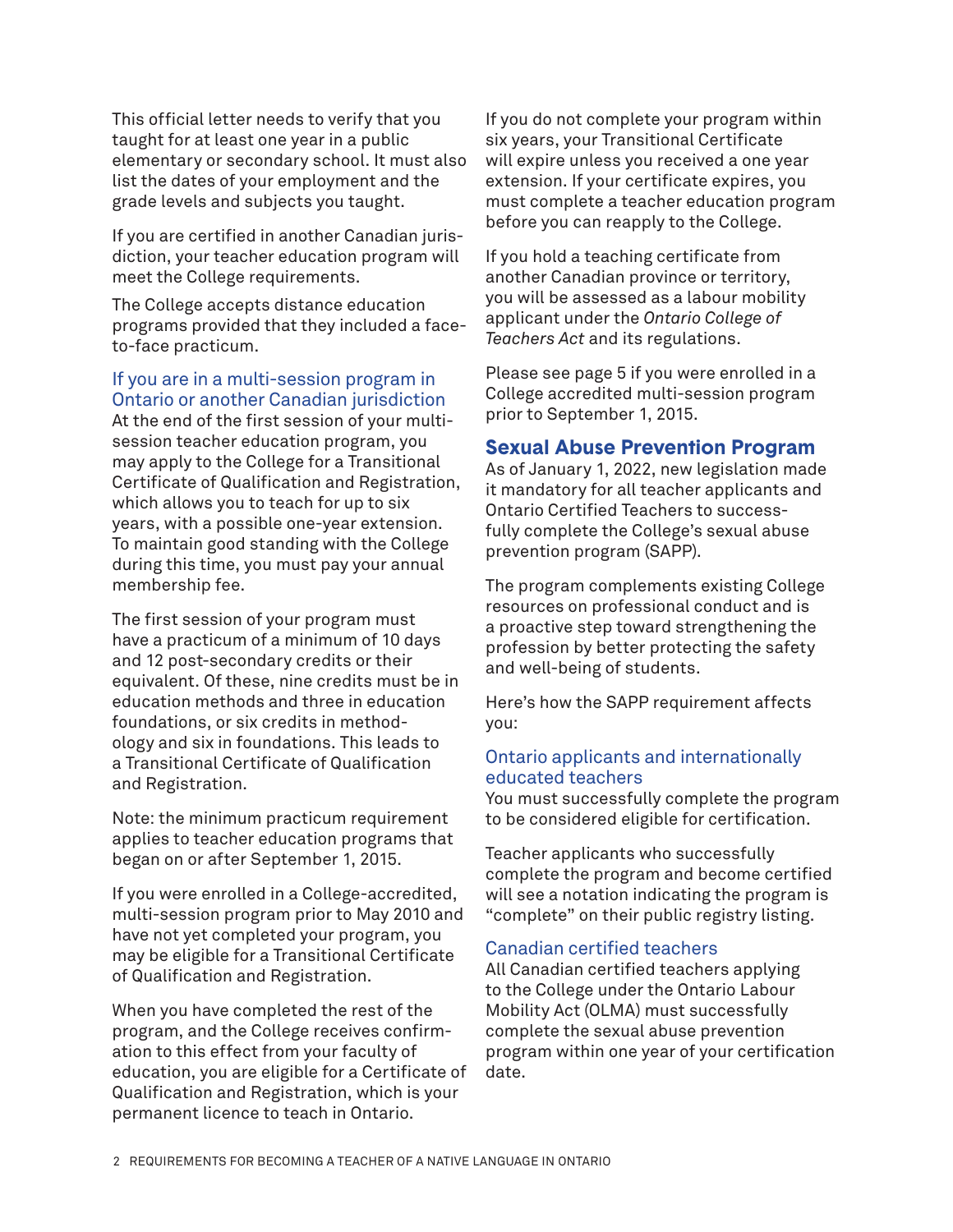This official letter needs to verify that you taught for at least one year in a public elementary or secondary school. It must also list the dates of your employment and the grade levels and subjects you taught.

If you are certified in another Canadian jurisdiction, your teacher education program will meet the College requirements.

The College accepts distance education programs provided that they included a face-to-face practicum.

### If you are in a multi-session program in Ontario or another Canadian jurisdiction

At the end of the first session of your multi-session teacher education program, you may apply to the College for a Transitional Certificate of Qualification and Registration, which allows you to teach for up to six years, with a possible one-year extension. To maintain good standing with the College during this time, you must pay your annual membership fee.

The first session of your program must have a practicum of a minimum of 10 days and 12 post-secondary credits or their equivalent. Of these, nine credits must be in education methods and three in education foundations, or six credits in methodology and six in foundations. This leads to a Transitional Certificate of Qualification and Registration.

Note: the minimum practicum requirement applies to teacher education programs that began on or after September 1, 2015.

If you were enrolled in a College-accredited, multi-session program prior to May 2010 and have not yet completed your program, you may be eligible for a Transitional Certificate of Qualification and Registration.

When you have completed the rest of the program, and the College receives confirmation to this effect from your faculty of education, you are eligible for a Certificate of Qualification and Registration, which is your permanent licence to teach in Ontario.

If you do not complete your program within six years, your Transitional Certificate will expire unless you received a one year extension. If your certificate expires, you must complete a teacher education program before you can reapply to the College.

If you hold a teaching certificate from another Canadian province or territory, you will be assessed as a labour mobility applicant under the *Ontario College of Teachers Act* and its regulations.

Please see page 5 if you were enrolled in a College accredited multi-session program prior to September 1, 2015.

## Sexual Abuse Prevention Program

As of January 1, 2022, new legislation made it mandatory for all teacher applicants and Ontario Certified Teachers to successfully complete the College's sexual abuse prevention program (SAPP).

The program complements existing College resources on professional conduct and is a proactive step toward strengthening the profession by better protecting the safety and well-being of students.

Here's how the SAPP requirement affects you:

### Ontario applicants and internationally educated teachers

You must successfully complete the program to be considered eligible for certification.

Teacher applicants who successfully complete the program and become certified will see a notation indicating the program is "complete" on their public registry listing.

### Canadian certified teachers

All Canadian certified teachers applying to the College under the Ontario Labour Mobility Act (OLMA) must successfully complete the sexual abuse prevention program within one year of your certification date.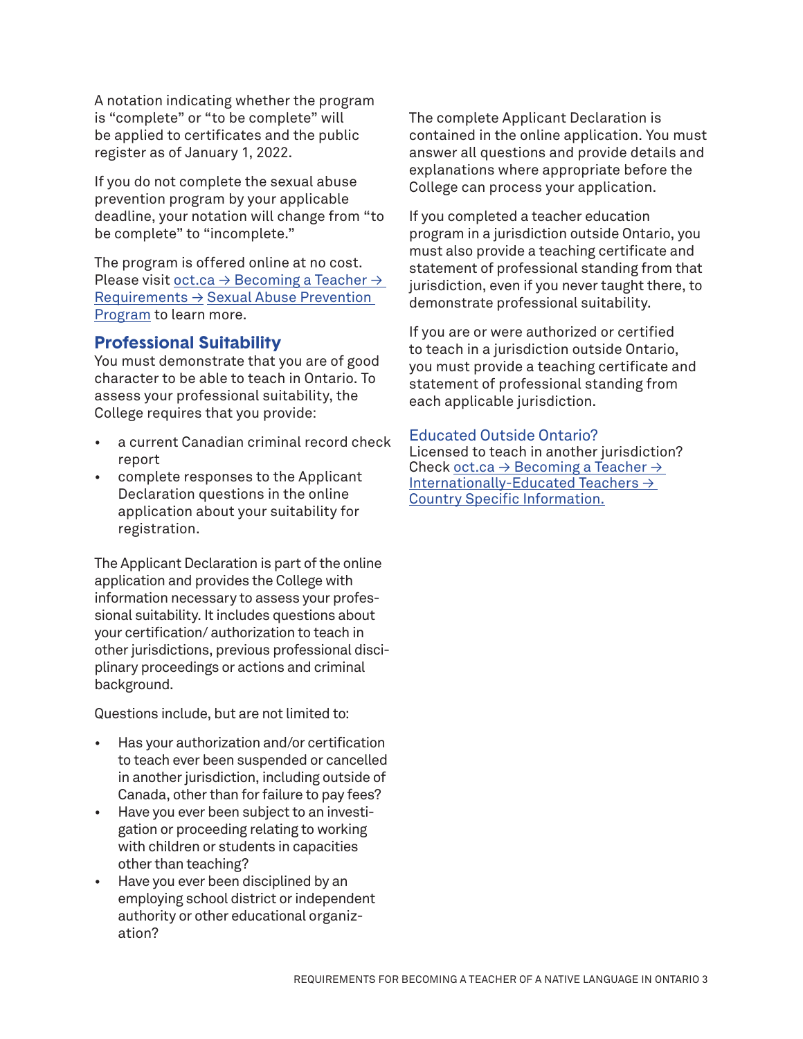A notation indicating whether the program is "complete" or "to be complete" will be applied to certificates and the public register as of January 1, 2022.

If you do not complete the sexual abuse prevention program by your applicable deadline, your notation will change from "to be complete" to "incomplete."

The program is offered online at no cost. Please visit oct.ca → Becoming a Teacher → Requirements → Sexual Abuse Prevention Program to learn more.

## Professional Suitability

You must demonstrate that you are of good character to be able to teach in Ontario. To assess your professional suitability, the College requires that you provide:

- a current Canadian criminal record check report
- complete responses to the Applicant Declaration questions in the online application about your suitability for registration.

The Applicant Declaration is part of the online application and provides the College with information necessary to assess your professional suitability. It includes questions about your certification/ authorization to teach in other jurisdictions, previous professional disciplinary proceedings or actions and criminal background.

Questions include, but are not limited to:

- Has your authorization and/or certification to teach ever been suspended or cancelled in another jurisdiction, including outside of Canada, other than for failure to pay fees?
- Have you ever been subject to an investigation or proceeding relating to working with children or students in capacities other than teaching?
- Have you ever been disciplined by an employing school district or independent authority or other educational organization?

The complete Applicant Declaration is contained in the online application. You must answer all questions and provide details and explanations where appropriate before the College can process your application.

If you completed a teacher education program in a jurisdiction outside Ontario, you must also provide a teaching certificate and statement of professional standing from that jurisdiction, even if you never taught there, to demonstrate professional suitability.

If you are or were authorized or certified to teach in a jurisdiction outside Ontario, you must provide a teaching certificate and statement of professional standing from each applicable jurisdiction.

### Educated Outside Ontario?

Licensed to teach in another jurisdiction? Check oct.ca → Becoming a Teacher → Internationally-Educated Teachers → Country Specific Information.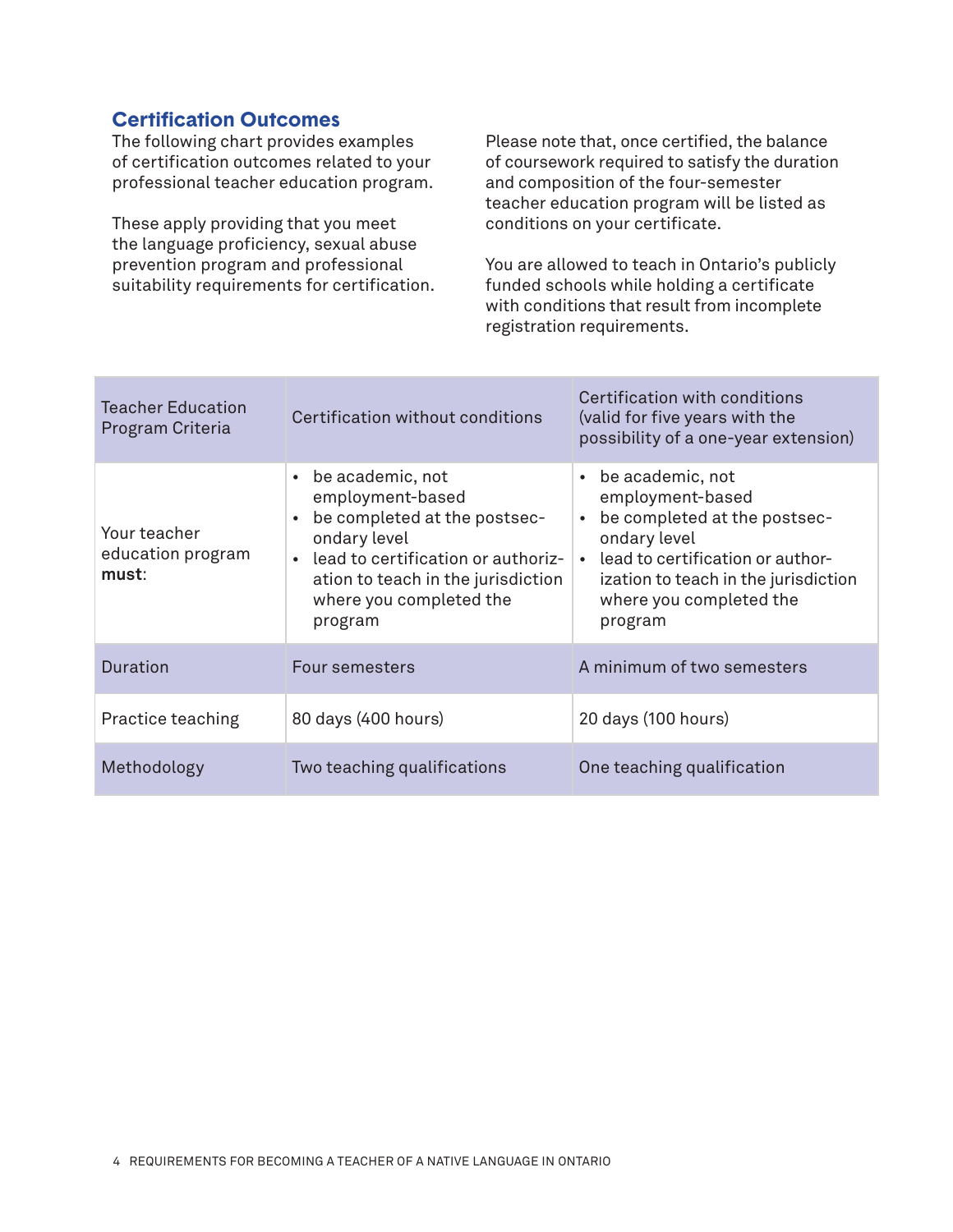## Certification Outcomes

The following chart provides examples of certification outcomes related to your professional teacher education program.

These apply providing that you meet the language proficiency, sexual abuse prevention program and professional suitability requirements for certification.

Please note that, once certified, the balance of coursework required to satisfy the duration and composition of the four-semester teacher education program will be listed as conditions on your certificate.

You are allowed to teach in Ontario's publicly funded schools while holding a certificate with conditions that result from incomplete registration requirements.

| Teacher Education Program Criteria | Certification without conditions | Certification with conditions (valid for five years with the possibility of a one-year extension) |
|---|---|---|
| Your teacher education program **must**: | • be academic, not employment-based<br>• be completed at the postsecondary level<br>• lead to certification or authorization to teach in the jurisdiction where you completed the program | • be academic, not employment-based<br>• be completed at the postsecondary level<br>• lead to certification or authorization to teach in the jurisdiction where you completed the program |
| Duration | Four semesters | A minimum of two semesters |
| Practice teaching | 80 days (400 hours) | 20 days (100 hours) |
| Methodology | Two teaching qualifications | One teaching qualification |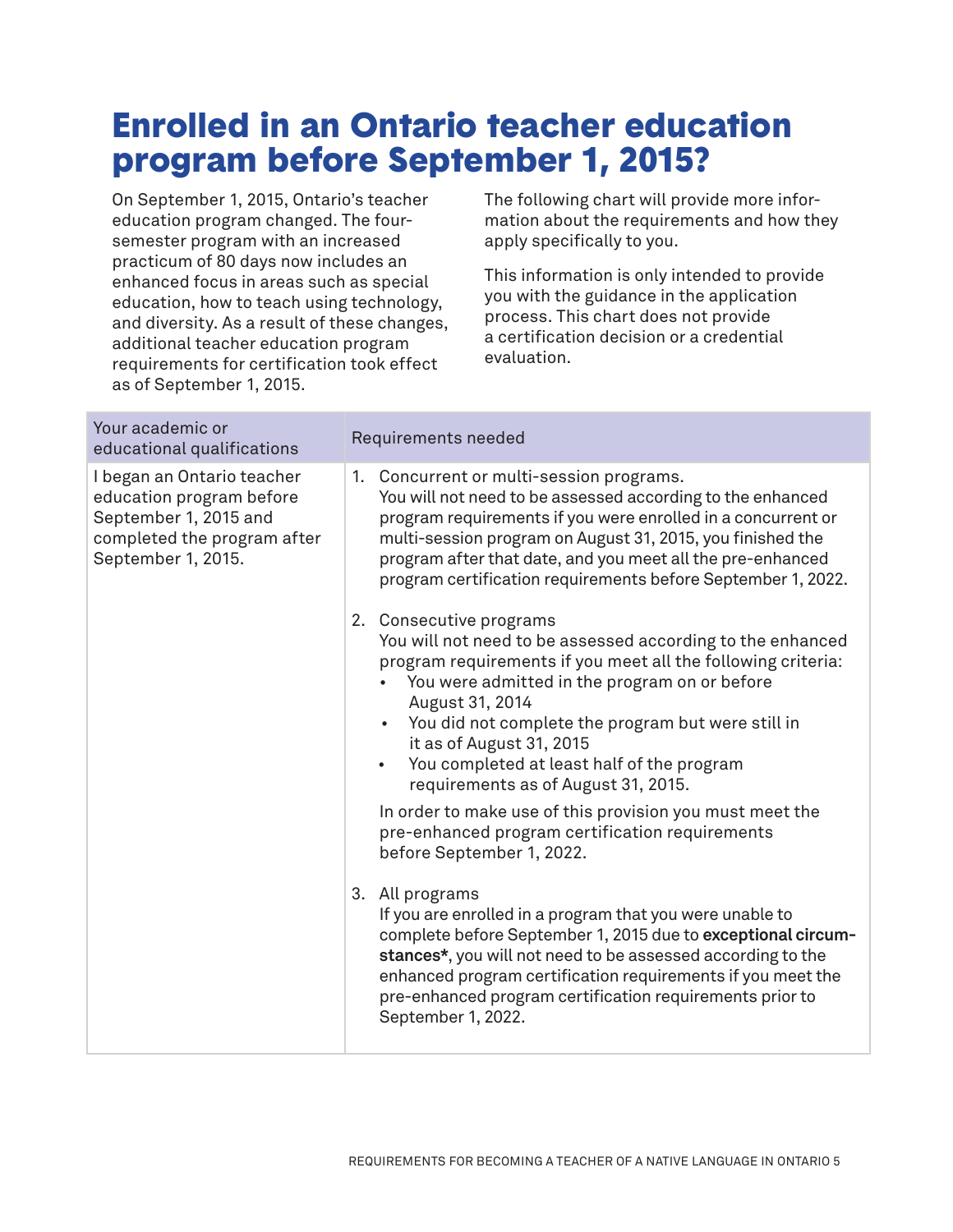# Enrolled in an Ontario teacher education program before September 1, 2015?

On September 1, 2015, Ontario's teacher education program changed. The four-semester program with an increased practicum of 80 days now includes an enhanced focus in areas such as special education, how to teach using technology, and diversity. As a result of these changes, additional teacher education program requirements for certification took effect as of September 1, 2015.

The following chart will provide more information about the requirements and how they apply specifically to you.

This information is only intended to provide you with the guidance in the application process. This chart does not provide a certification decision or a credential evaluation.

| Your academic or educational qualifications | Requirements needed |
|---|---|
| I began an Ontario teacher education program before September 1, 2015 and completed the program after September 1, 2015. | 1. Concurrent or multi-session programs.<br>You will not need to be assessed according to the enhanced program requirements if you were enrolled in a concurrent or multi-session program on August 31, 2015, you finished the program after that date, and you meet all the pre-enhanced program certification requirements before September 1, 2022.<br><br>2. Consecutive programs<br>You will not need to be assessed according to the enhanced program requirements if you meet all the following criteria:<br>• You were admitted in the program on or before August 31, 2014<br>• You did not complete the program but were still in it as of August 31, 2015<br>• You completed at least half of the program requirements as of August 31, 2015.<br><br>In order to make use of this provision you must meet the pre-enhanced program certification requirements before September 1, 2022.<br><br>3. All programs<br>If you are enrolled in a program that you were unable to complete before September 1, 2015 due to **exceptional circumstances***, you will not need to be assessed according to the enhanced program certification requirements if you meet the pre-enhanced program certification requirements prior to September 1, 2022. |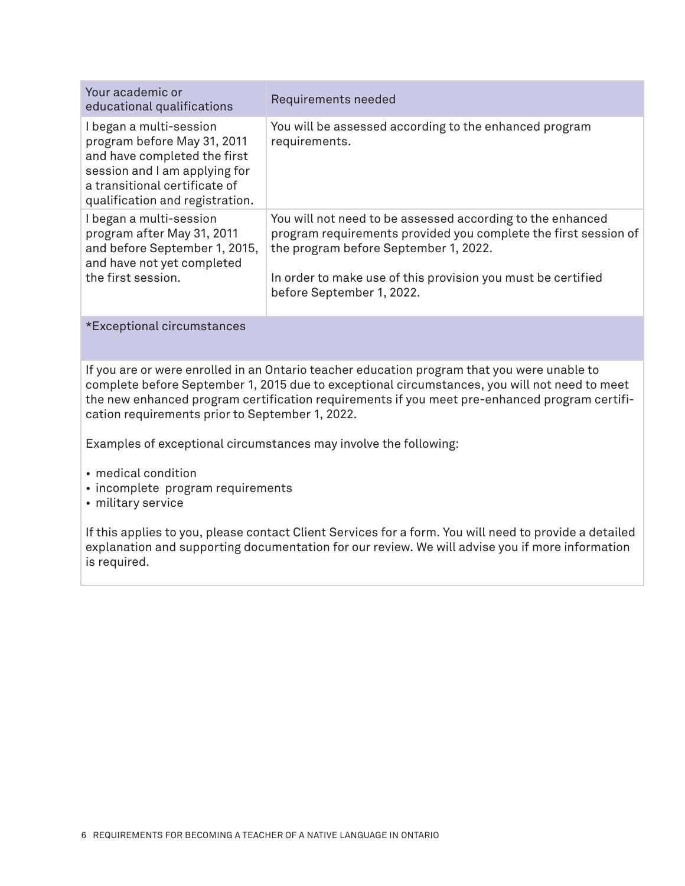| Your academic or educational qualifications | Requirements needed |
|---|---|
| I began a multi-session program before May 31, 2011 and have completed the first session and I am applying for a transitional certificate of qualification and registration. | You will be assessed according to the enhanced program requirements. |
| I began a multi-session program after May 31, 2011 and before September 1, 2015, and have not yet completed the first session. | You will not need to be assessed according to the enhanced program requirements provided you complete the first session of the program before September 1, 2022.<br><br>In order to make use of this provision you must be certified before September 1, 2022. |

*Exceptional circumstances

If you are or were enrolled in an Ontario teacher education program that you were unable to complete before September 1, 2015 due to exceptional circumstances, you will not need to meet the new enhanced program certification requirements if you meet pre-enhanced program certification requirements prior to September 1, 2022.

Examples of exceptional circumstances may involve the following:

- medical condition
- incomplete program requirements
- military service

If this applies to you, please contact Client Services for a form. You will need to provide a detailed explanation and supporting documentation for our review. We will advise you if more information is required.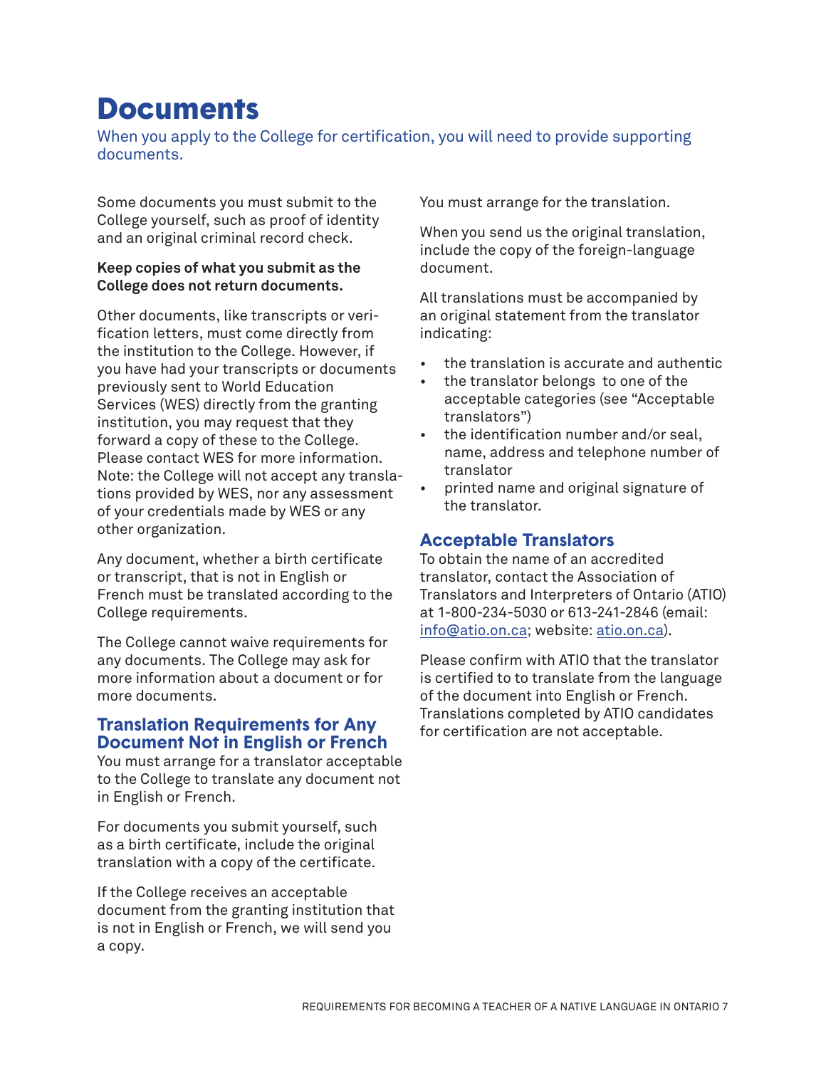# Documents

When you apply to the College for certification, you will need to provide supporting documents.

Some documents you must submit to the College yourself, such as proof of identity and an original criminal record check.

**Keep copies of what you submit as the College does not return documents.**

Other documents, like transcripts or verification letters, must come directly from the institution to the College. However, if you have had your transcripts or documents previously sent to World Education Services (WES) directly from the granting institution, you may request that they forward a copy of these to the College. Please contact WES for more information. Note: the College will not accept any translations provided by WES, nor any assessment of your credentials made by WES or any other organization.

Any document, whether a birth certificate or transcript, that is not in English or French must be translated according to the College requirements.

The College cannot waive requirements for any documents. The College may ask for more information about a document or for more documents.

## Translation Requirements for Any Document Not in English or French

You must arrange for a translator acceptable to the College to translate any document not in English or French.

For documents you submit yourself, such as a birth certificate, include the original translation with a copy of the certificate.

If the College receives an acceptable document from the granting institution that is not in English or French, we will send you a copy.

You must arrange for the translation.

When you send us the original translation, include the copy of the foreign-language document.

All translations must be accompanied by an original statement from the translator indicating:

- the translation is accurate and authentic
- the translator belongs to one of the acceptable categories (see "Acceptable translators")
- the identification number and/or seal, name, address and telephone number of translator
- printed name and original signature of the translator.

## Acceptable Translators

To obtain the name of an accredited translator, contact the Association of Translators and Interpreters of Ontario (ATIO) at 1-800-234-5030 or 613-241-2846 (email: info@atio.on.ca; website: atio.on.ca).

Please confirm with ATIO that the translator is certified to to translate from the language of the document into English or French. Translations completed by ATIO candidates for certification are not acceptable.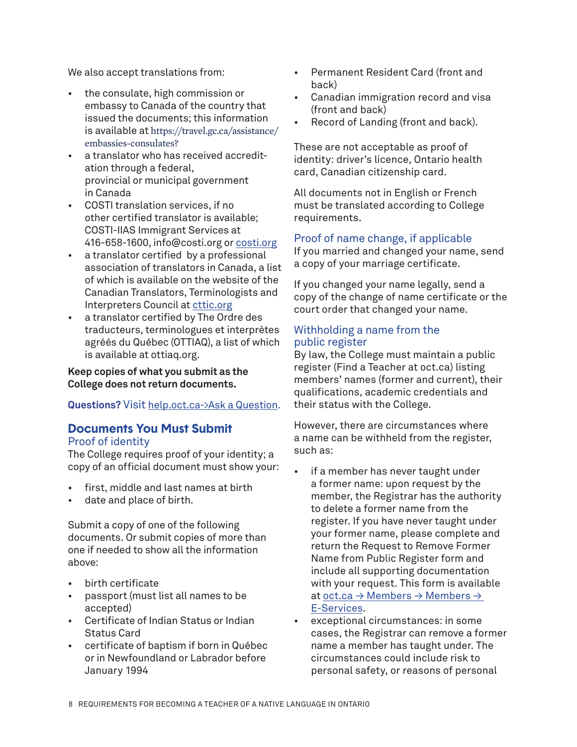We also accept translations from:

- the consulate, high commission or embassy to Canada of the country that issued the documents; this information is available at https://travel.gc.ca/assistance/embassies-consulates?
- a translator who has received accreditation through a federal, provincial or municipal government in Canada
- COSTI translation services, if no other certified translator is available; COSTI-IIAS Immigrant Services at 416-658-1600, info@costi.org or costi.org
- a translator certified by a professional association of translators in Canada, a list of which is available on the website of the Canadian Translators, Terminologists and Interpreters Council at cttic.org
- a translator certified by The Ordre des traducteurs, terminologues et interprètes agréés du Québec (OTTIAQ), a list of which is available at ottiaq.org.

**Keep copies of what you submit as the College does not return documents.**

**Questions?** Visit help.oct.ca->Ask a Question.

## Documents You Must Submit

### Proof of identity

The College requires proof of your identity; a copy of an official document must show your:

- first, middle and last names at birth
- date and place of birth.

Submit a copy of one of the following documents. Or submit copies of more than one if needed to show all the information above:

- birth certificate
- passport (must list all names to be accepted)
- Certificate of Indian Status or Indian Status Card
- certificate of baptism if born in Québec or in Newfoundland or Labrador before January 1994
- Permanent Resident Card (front and back)
- Canadian immigration record and visa (front and back)
- Record of Landing (front and back).

These are not acceptable as proof of identity: driver's licence, Ontario health card, Canadian citizenship card.

All documents not in English or French must be translated according to College requirements.

### Proof of name change, if applicable

If you married and changed your name, send a copy of your marriage certificate.

If you changed your name legally, send a copy of the change of name certificate or the court order that changed your name.

### Withholding a name from the public register

By law, the College must maintain a public register (Find a Teacher at oct.ca) listing members' names (former and current), their qualifications, academic credentials and their status with the College.

However, there are circumstances where a name can be withheld from the register, such as:

- if a member has never taught under a former name: upon request by the member, the Registrar has the authority to delete a former name from the register. If you have never taught under your former name, please complete and return the Request to Remove Former Name from Public Register form and include all supporting documentation with your request. This form is available at oct.ca → Members → Members → E-Services.
- exceptional circumstances: in some cases, the Registrar can remove a former name a member has taught under. The circumstances could include risk to personal safety, or reasons of personal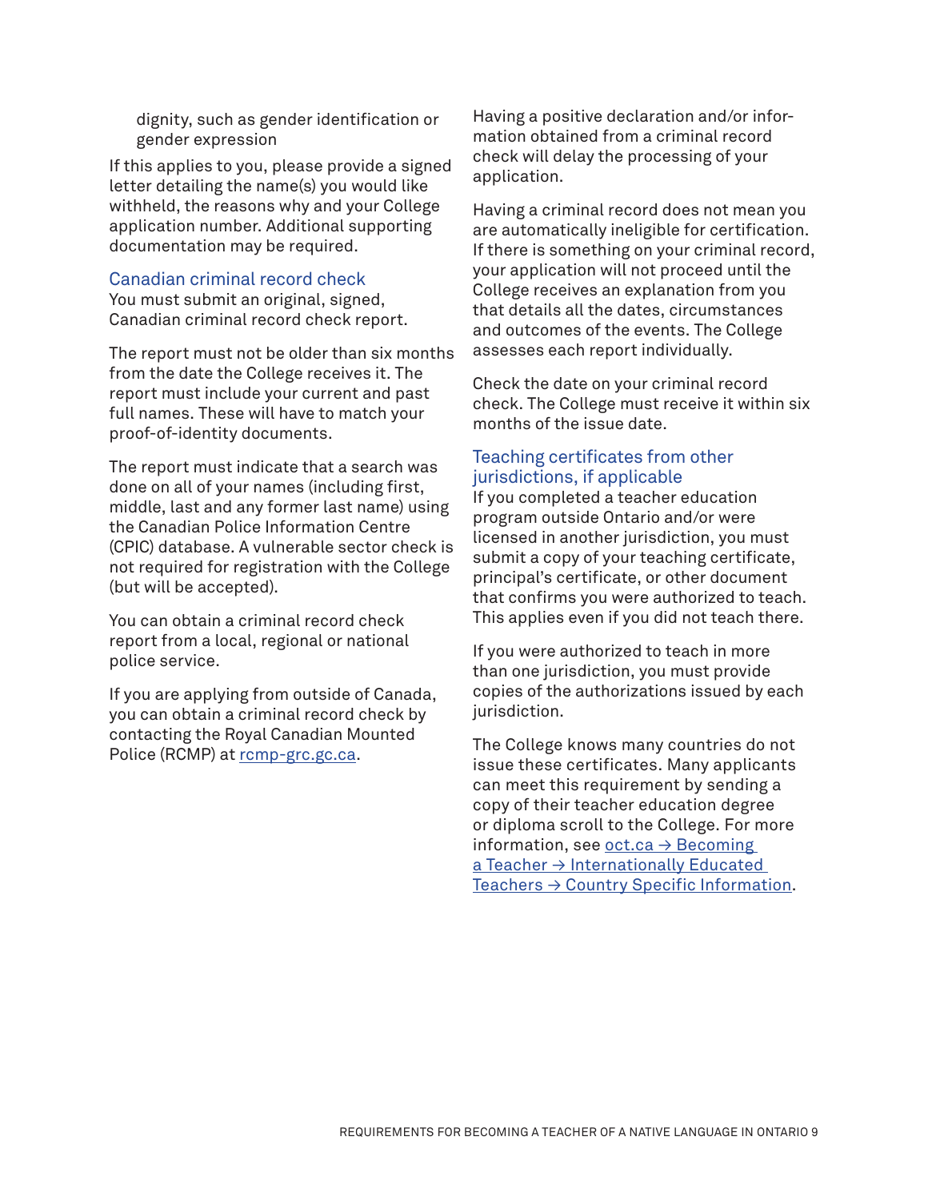dignity, such as gender identification or gender expression

If this applies to you, please provide a signed letter detailing the name(s) you would like withheld, the reasons why and your College application number. Additional supporting documentation may be required.

### Canadian criminal record check

You must submit an original, signed, Canadian criminal record check report.

The report must not be older than six months from the date the College receives it. The report must include your current and past full names. These will have to match your proof-of-identity documents.

The report must indicate that a search was done on all of your names (including first, middle, last and any former last name) using the Canadian Police Information Centre (CPIC) database. A vulnerable sector check is not required for registration with the College (but will be accepted).

You can obtain a criminal record check report from a local, regional or national police service.

If you are applying from outside of Canada, you can obtain a criminal record check by contacting the Royal Canadian Mounted Police (RCMP) at rcmp-grc.gc.ca.

Having a positive declaration and/or information obtained from a criminal record check will delay the processing of your application.

Having a criminal record does not mean you are automatically ineligible for certification. If there is something on your criminal record, your application will not proceed until the College receives an explanation from you that details all the dates, circumstances and outcomes of the events. The College assesses each report individually.

Check the date on your criminal record check. The College must receive it within six months of the issue date.

### Teaching certificates from other jurisdictions, if applicable

If you completed a teacher education program outside Ontario and/or were licensed in another jurisdiction, you must submit a copy of your teaching certificate, principal's certificate, or other document that confirms you were authorized to teach. This applies even if you did not teach there.

If you were authorized to teach in more than one jurisdiction, you must provide copies of the authorizations issued by each jurisdiction.

The College knows many countries do not issue these certificates. Many applicants can meet this requirement by sending a copy of their teacher education degree or diploma scroll to the College. For more information, see oct.ca → Becoming a Teacher → Internationally Educated Teachers → Country Specific Information.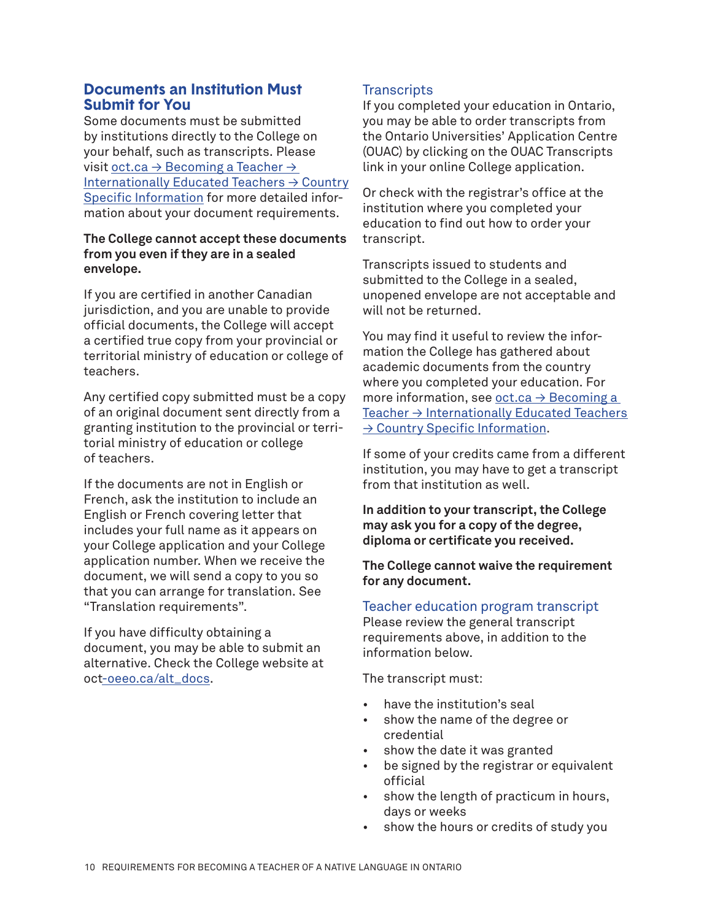## Documents an Institution Must Submit for You

Some documents must be submitted by institutions directly to the College on your behalf, such as transcripts. Please visit oct.ca → Becoming a Teacher → Internationally Educated Teachers → Country Specific Information for more detailed information about your document requirements.

**The College cannot accept these documents from you even if they are in a sealed envelope.**

If you are certified in another Canadian jurisdiction, and you are unable to provide official documents, the College will accept a certified true copy from your provincial or territorial ministry of education or college of teachers.

Any certified copy submitted must be a copy of an original document sent directly from a granting institution to the provincial or territorial ministry of education or college of teachers.

If the documents are not in English or French, ask the institution to include an English or French covering letter that includes your full name as it appears on your College application and your College application number. When we receive the document, we will send a copy to you so that you can arrange for translation. See "Translation requirements".

If you have difficulty obtaining a document, you may be able to submit an alternative. Check the College website at oct-oeeo.ca/alt_docs.

### Transcripts

If you completed your education in Ontario, you may be able to order transcripts from the Ontario Universities' Application Centre (OUAC) by clicking on the OUAC Transcripts link in your online College application.

Or check with the registrar's office at the institution where you completed your education to find out how to order your transcript.

Transcripts issued to students and submitted to the College in a sealed, unopened envelope are not acceptable and will not be returned.

You may find it useful to review the information the College has gathered about academic documents from the country where you completed your education. For more information, see oct.ca → Becoming a Teacher → Internationally Educated Teachers → Country Specific Information.

If some of your credits came from a different institution, you may have to get a transcript from that institution as well.

**In addition to your transcript, the College may ask you for a copy of the degree, diploma or certificate you received.**

**The College cannot waive the requirement for any document.**

### Teacher education program transcript

Please review the general transcript requirements above, in addition to the information below.

The transcript must:

- have the institution's seal
- show the name of the degree or credential
- show the date it was granted
- be signed by the registrar or equivalent official
- show the length of practicum in hours, days or weeks
- show the hours or credits of study you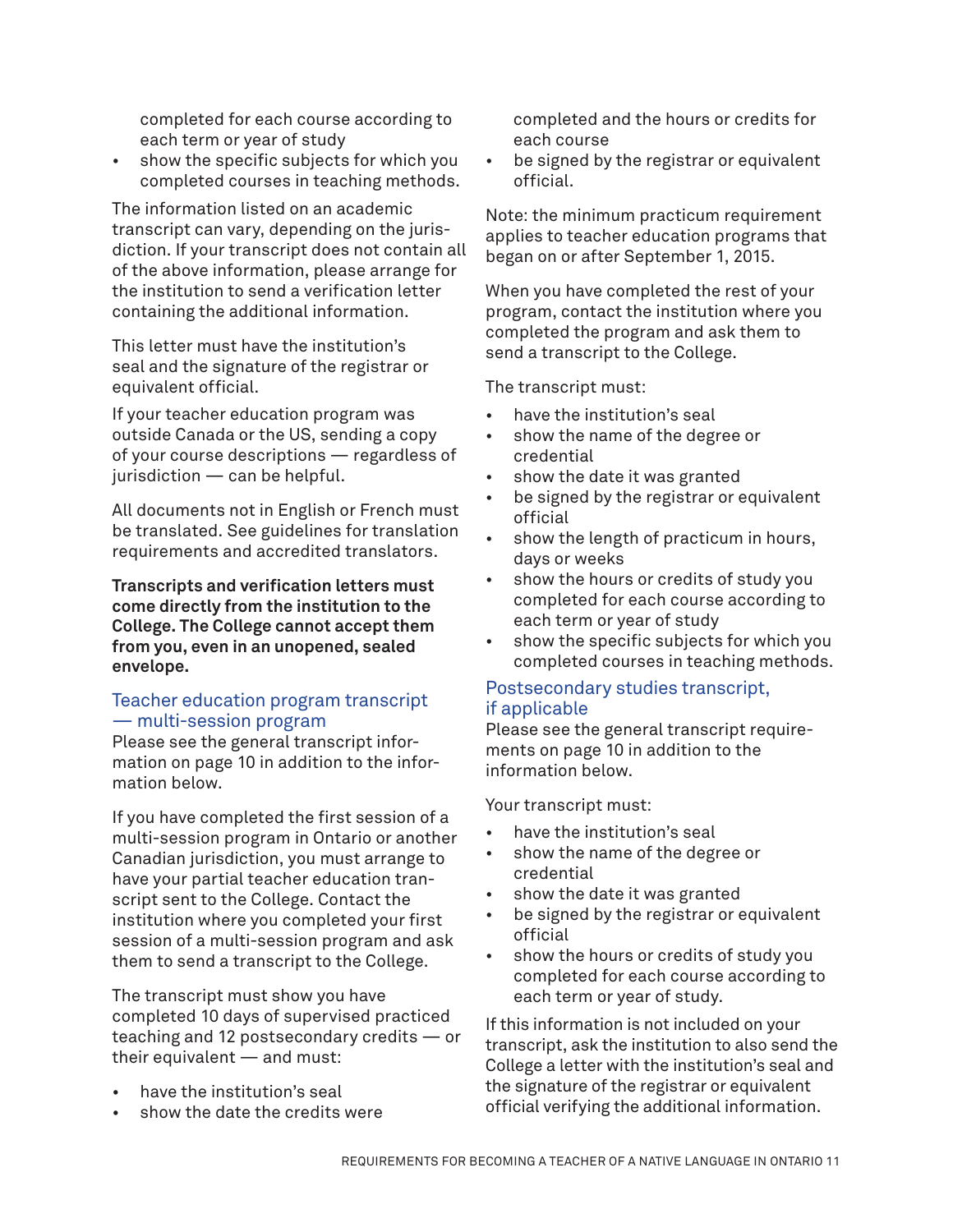completed for each course according to each term or year of study
- show the specific subjects for which you completed courses in teaching methods.

The information listed on an academic transcript can vary, depending on the jurisdiction. If your transcript does not contain all of the above information, please arrange for the institution to send a verification letter containing the additional information.

This letter must have the institution's seal and the signature of the registrar or equivalent official.

If your teacher education program was outside Canada or the US, sending a copy of your course descriptions — regardless of jurisdiction — can be helpful.

All documents not in English or French must be translated. See guidelines for translation requirements and accredited translators.

**Transcripts and verification letters must come directly from the institution to the College. The College cannot accept them from you, even in an unopened, sealed envelope.**

### Teacher education program transcript — multi-session program

Please see the general transcript information on page 10 in addition to the information below.

If you have completed the first session of a multi-session program in Ontario or another Canadian jurisdiction, you must arrange to have your partial teacher education transcript sent to the College. Contact the institution where you completed your first session of a multi-session program and ask them to send a transcript to the College.

The transcript must show you have completed 10 days of supervised practiced teaching and 12 postsecondary credits — or their equivalent — and must:

- have the institution's seal
- show the date the credits were completed and the hours or credits for each course
- be signed by the registrar or equivalent official.

Note: the minimum practicum requirement applies to teacher education programs that began on or after September 1, 2015.

When you have completed the rest of your program, contact the institution where you completed the program and ask them to send a transcript to the College.

The transcript must:

- have the institution's seal
- show the name of the degree or credential
- show the date it was granted
- be signed by the registrar or equivalent official
- show the length of practicum in hours, days or weeks
- show the hours or credits of study you completed for each course according to each term or year of study
- show the specific subjects for which you completed courses in teaching methods.

### Postsecondary studies transcript, if applicable

Please see the general transcript requirements on page 10 in addition to the information below.

Your transcript must:

- have the institution's seal
- show the name of the degree or credential
- show the date it was granted
- be signed by the registrar or equivalent official
- show the hours or credits of study you completed for each course according to each term or year of study.

If this information is not included on your transcript, ask the institution to also send the College a letter with the institution's seal and the signature of the registrar or equivalent official verifying the additional information.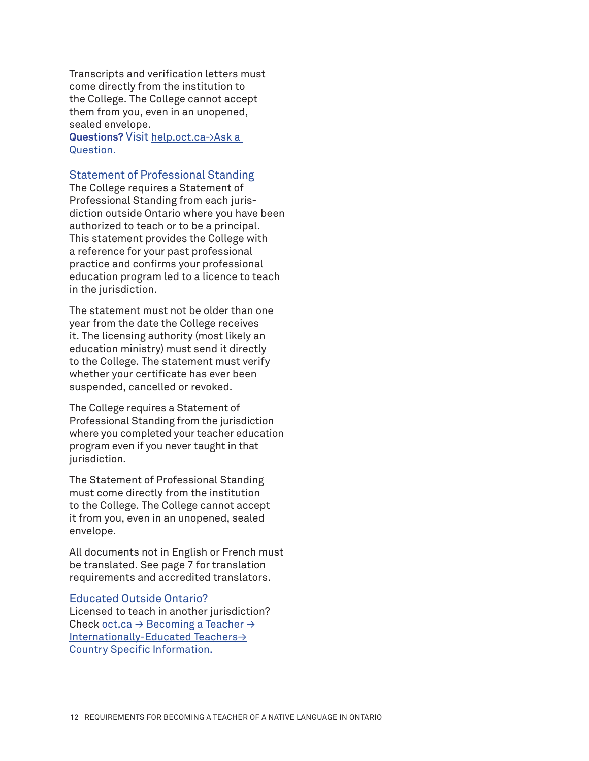Transcripts and verification letters must come directly from the institution to the College. The College cannot accept them from you, even in an unopened, sealed envelope.

**Questions?** Visit help.oct.ca->Ask a Question.

### Statement of Professional Standing

The College requires a Statement of Professional Standing from each jurisdiction outside Ontario where you have been authorized to teach or to be a principal. This statement provides the College with a reference for your past professional practice and confirms your professional education program led to a licence to teach in the jurisdiction.

The statement must not be older than one year from the date the College receives it. The licensing authority (most likely an education ministry) must send it directly to the College. The statement must verify whether your certificate has ever been suspended, cancelled or revoked.

The College requires a Statement of Professional Standing from the jurisdiction where you completed your teacher education program even if you never taught in that jurisdiction.

The Statement of Professional Standing must come directly from the institution to the College. The College cannot accept it from you, even in an unopened, sealed envelope.

All documents not in English or French must be translated. See page 7 for translation requirements and accredited translators.

### Educated Outside Ontario?

Licensed to teach in another jurisdiction? Check oct.ca → Becoming a Teacher → Internationally-Educated Teachers→ Country Specific Information.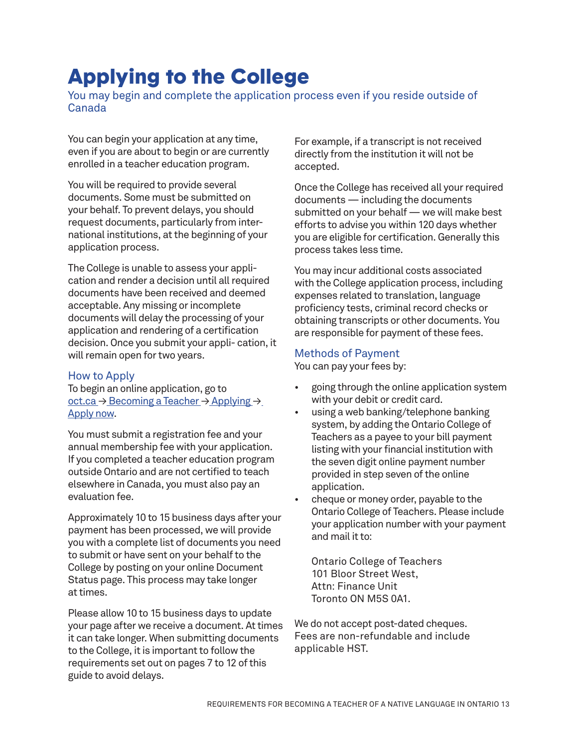# Applying to the College

You may begin and complete the application process even if you reside outside of Canada

You can begin your application at any time, even if you are about to begin or are currently enrolled in a teacher education program.

You will be required to provide several documents. Some must be submitted on your behalf. To prevent delays, you should request documents, particularly from international institutions, at the beginning of your application process.

The College is unable to assess your application and render a decision until all required documents have been received and deemed acceptable. Any missing or incomplete documents will delay the processing of your application and rendering of a certification decision. Once you submit your appli- cation, it will remain open for two years.

## How to Apply

To begin an online application, go to oct.ca → Becoming a Teacher → Applying → Apply now.

You must submit a registration fee and your annual membership fee with your application. If you completed a teacher education program outside Ontario and are not certified to teach elsewhere in Canada, you must also pay an evaluation fee.

Approximately 10 to 15 business days after your payment has been processed, we will provide you with a complete list of documents you need to submit or have sent on your behalf to the College by posting on your online Document Status page. This process may take longer at times.

Please allow 10 to 15 business days to update your page after we receive a document. At times it can take longer. When submitting documents to the College, it is important to follow the requirements set out on pages 7 to 12 of this guide to avoid delays.

For example, if a transcript is not received directly from the institution it will not be accepted.

Once the College has received all your required documents — including the documents submitted on your behalf — we will make best efforts to advise you within 120 days whether you are eligible for certification. Generally this process takes less time.

You may incur additional costs associated with the College application process, including expenses related to translation, language proficiency tests, criminal record checks or obtaining transcripts or other documents. You are responsible for payment of these fees.

## Methods of Payment

You can pay your fees by:

- going through the online application system with your debit or credit card.
- using a web banking/telephone banking system, by adding the Ontario College of Teachers as a payee to your bill payment listing with your financial institution with the seven digit online payment number provided in step seven of the online application.
- cheque or money order, payable to the Ontario College of Teachers. Please include your application number with your payment and mail it to:

  Ontario College of Teachers
  101 Bloor Street West,
  Attn: Finance Unit
  Toronto ON M5S 0A1.

We do not accept post-dated cheques. Fees are non-refundable and include applicable HST.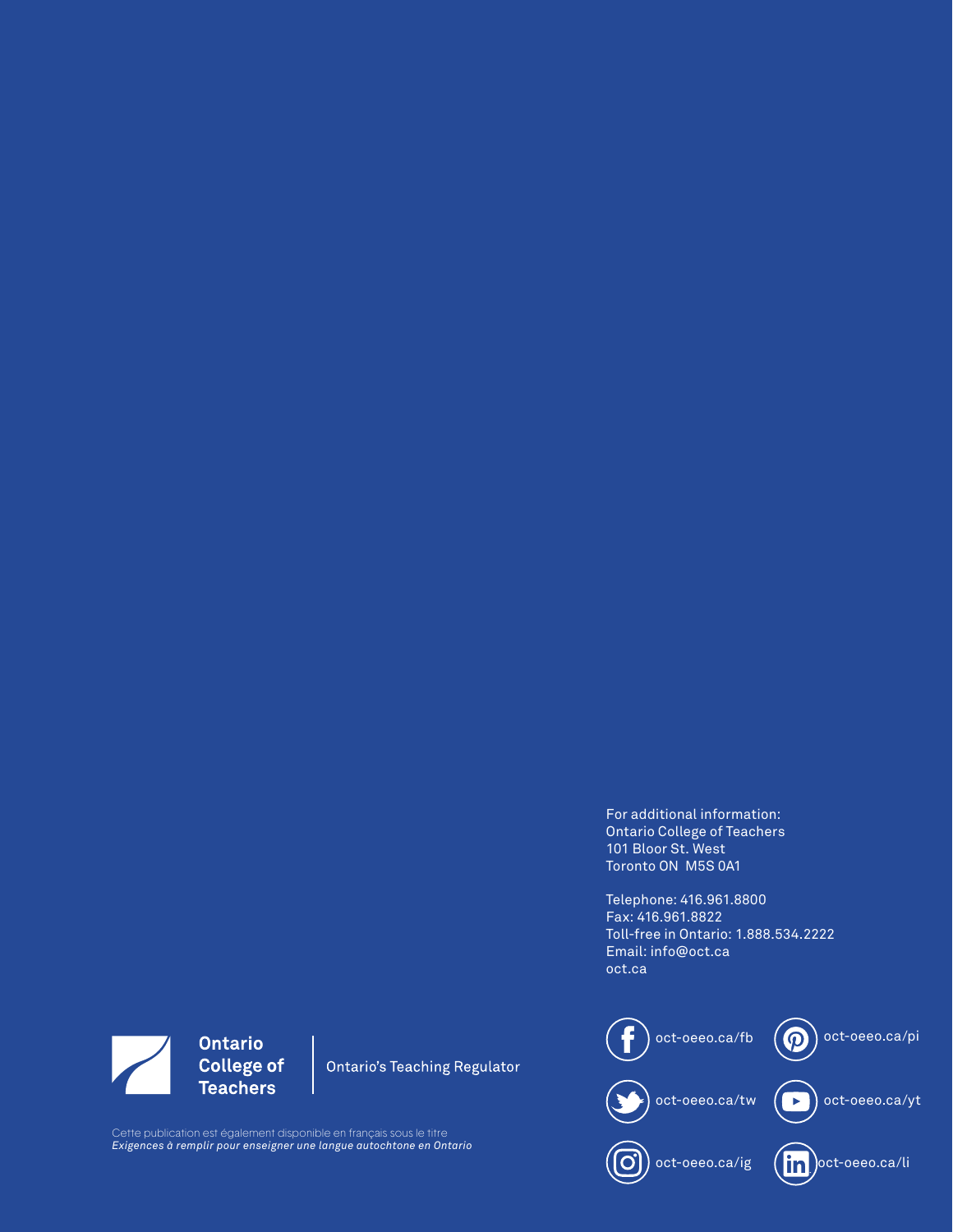For additional information:
Ontario College of Teachers
101 Bloor St. West
Toronto ON  M5S 0A1

Telephone: 416.961.8800
Fax: 416.961.8822
Toll-free in Ontario: 1.888.534.2222
Email: info@oct.ca
oct.ca

oct-oeeo.ca/fb
oct-oeeo.ca/pi
oct-oeeo.ca/tw
oct-oeeo.ca/yt
oct-oeeo.ca/ig
oct-oeeo.ca/li

**Ontario College of Teachers** | Ontario's Teaching Regulator

Cette publication est également disponible en français sous le titre
***Exigences à remplir pour enseigner une langue autochtone en Ontario***